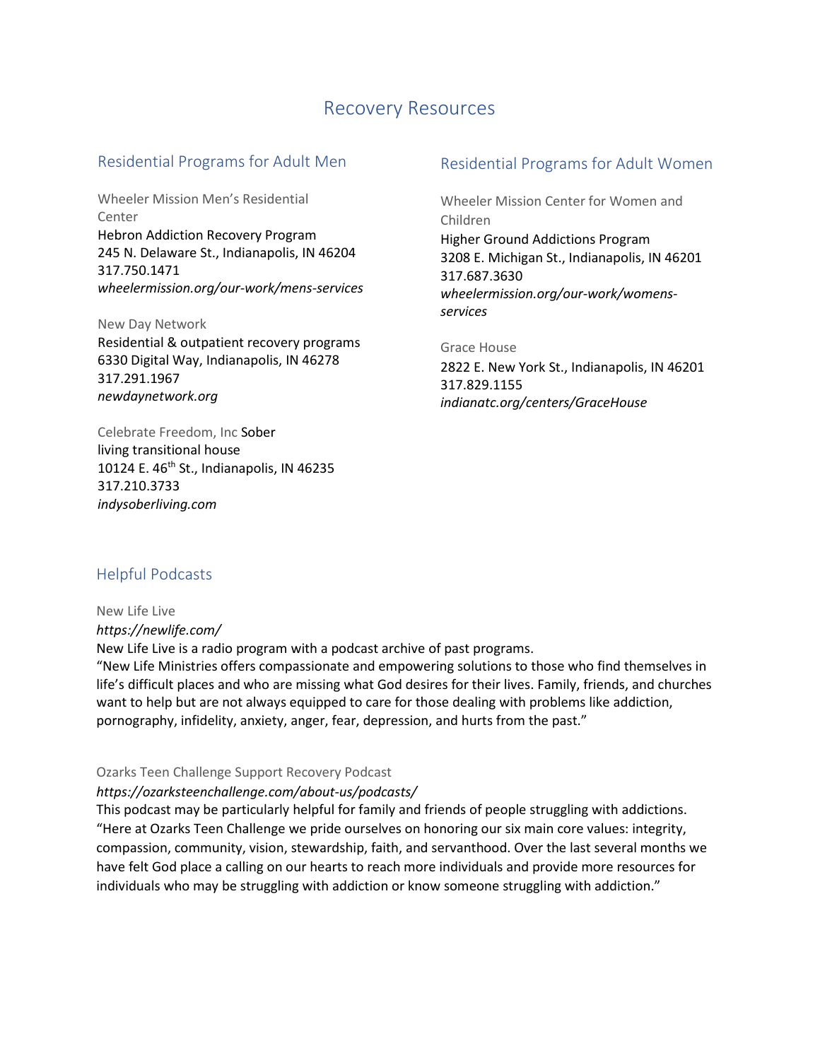# Recovery Resources

## Residential Programs for Adult Men

### Wheeler Mission Men's Residential Center

Hebron Addiction Recovery Program
245 N. Delaware St., Indianapolis, IN 46204
317.750.1471
*wheelermission.org/our-work/mens-services*

### New Day Network

Residential & outpatient recovery programs
6330 Digital Way, Indianapolis, IN 46278
317.291.1967
*newdaynetwork.org*

### Celebrate Freedom, Inc

Sober living transitional house
10124 E. 46th St., Indianapolis, IN 46235
317.210.3733
*indysoberliving.com*

## Residential Programs for Adult Women

### Wheeler Mission Center for Women and Children

Higher Ground Addictions Program
3208 E. Michigan St., Indianapolis, IN 46201
317.687.3630
*wheelermission.org/our-work/womens-services*

### Grace House

2822 E. New York St., Indianapolis, IN 46201
317.829.1155
*indianatc.org/centers/GraceHouse*

## Helpful Podcasts

### New Life Live

*https://newlife.com/*

New Life Live is a radio program with a podcast archive of past programs.
"New Life Ministries offers compassionate and empowering solutions to those who find themselves in life's difficult places and who are missing what God desires for their lives. Family, friends, and churches want to help but are not always equipped to care for those dealing with problems like addiction, pornography, infidelity, anxiety, anger, fear, depression, and hurts from the past."

### Ozarks Teen Challenge Support Recovery Podcast

*https://ozarksteenchallenge.com/about-us/podcasts/*

This podcast may be particularly helpful for family and friends of people struggling with addictions.
"Here at Ozarks Teen Challenge we pride ourselves on honoring our six main core values: integrity, compassion, community, vision, stewardship, faith, and servanthood. Over the last several months we have felt God place a calling on our hearts to reach more individuals and provide more resources for individuals who may be struggling with addiction or know someone struggling with addiction."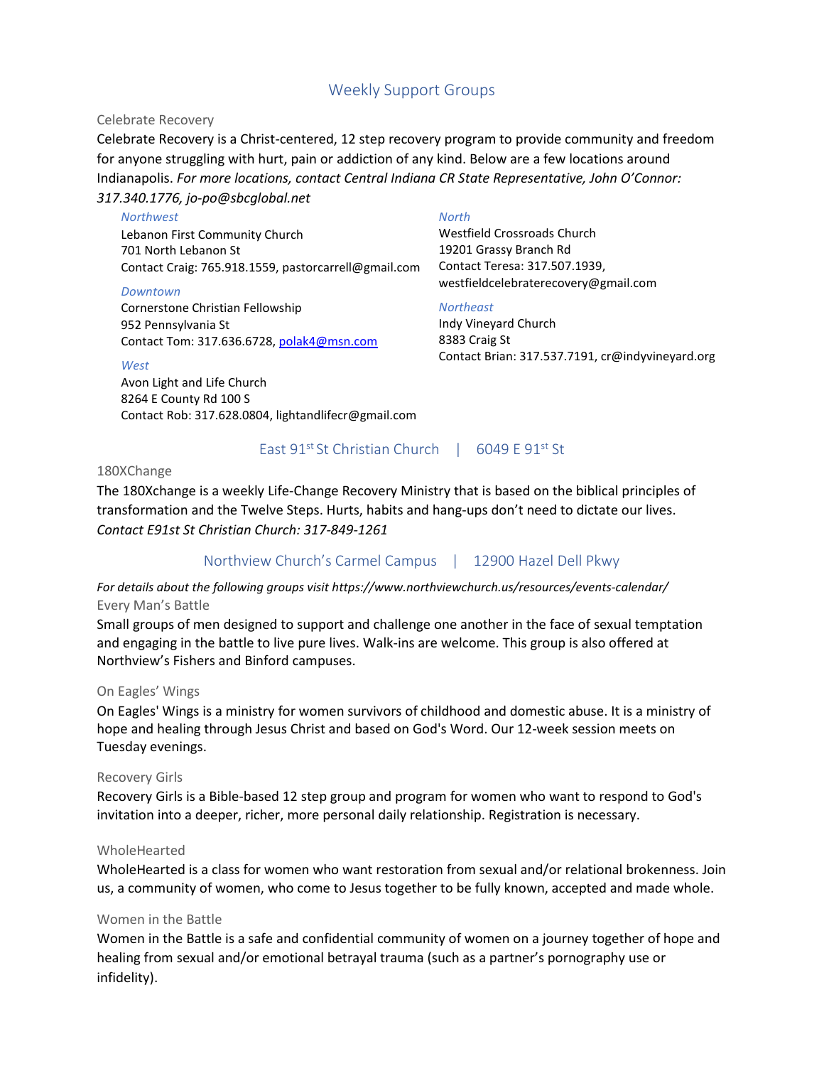# Weekly Support Groups

## Celebrate Recovery

Celebrate Recovery is a Christ-centered, 12 step recovery program to provide community and freedom for anyone struggling with hurt, pain or addiction of any kind. Below are a few locations around Indianapolis. *For more locations, contact Central Indiana CR State Representative, John O'Connor: 317.340.1776, jo-po@sbcglobal.net*

### *Northwest*

Lebanon First Community Church
701 North Lebanon St
Contact Craig: 765.918.1559, pastorcarrell@gmail.com

### *Downtown*

Cornerstone Christian Fellowship
952 Pennsylvania St
Contact Tom: 317.636.6728, polak4@msn.com

### *West*

Avon Light and Life Church
8264 E County Rd 100 S
Contact Rob: 317.628.0804, lightandlifecr@gmail.com

### *North*

Westfield Crossroads Church
19201 Grassy Branch Rd
Contact Teresa: 317.507.1939, westfieldcelebraterecovery@gmail.com

### *Northeast*

Indy Vineyard Church
8383 Craig St
Contact Brian: 317.537.7191, cr@indyvineyard.org

## East 91st St Christian Church | 6049 E 91st St

### 180XChange

The 180Xchange is a weekly Life-Change Recovery Ministry that is based on the biblical principles of transformation and the Twelve Steps. Hurts, habits and hang-ups don't need to dictate our lives. *Contact E91st St Christian Church: 317-849-1261*

## Northview Church's Carmel Campus | 12900 Hazel Dell Pkwy

*For details about the following groups visit https://www.northviewchurch.us/resources/events-calendar/*

### Every Man's Battle

Small groups of men designed to support and challenge one another in the face of sexual temptation and engaging in the battle to live pure lives. Walk-ins are welcome. This group is also offered at Northview's Fishers and Binford campuses.

### On Eagles' Wings

On Eagles' Wings is a ministry for women survivors of childhood and domestic abuse. It is a ministry of hope and healing through Jesus Christ and based on God's Word. Our 12-week session meets on Tuesday evenings.

### Recovery Girls

Recovery Girls is a Bible-based 12 step group and program for women who want to respond to God's invitation into a deeper, richer, more personal daily relationship. Registration is necessary.

### WholeHearted

WholeHearted is a class for women who want restoration from sexual and/or relational brokenness. Join us, a community of women, who come to Jesus together to be fully known, accepted and made whole.

### Women in the Battle

Women in the Battle is a safe and confidential community of women on a journey together of hope and healing from sexual and/or emotional betrayal trauma (such as a partner's pornography use or infidelity).